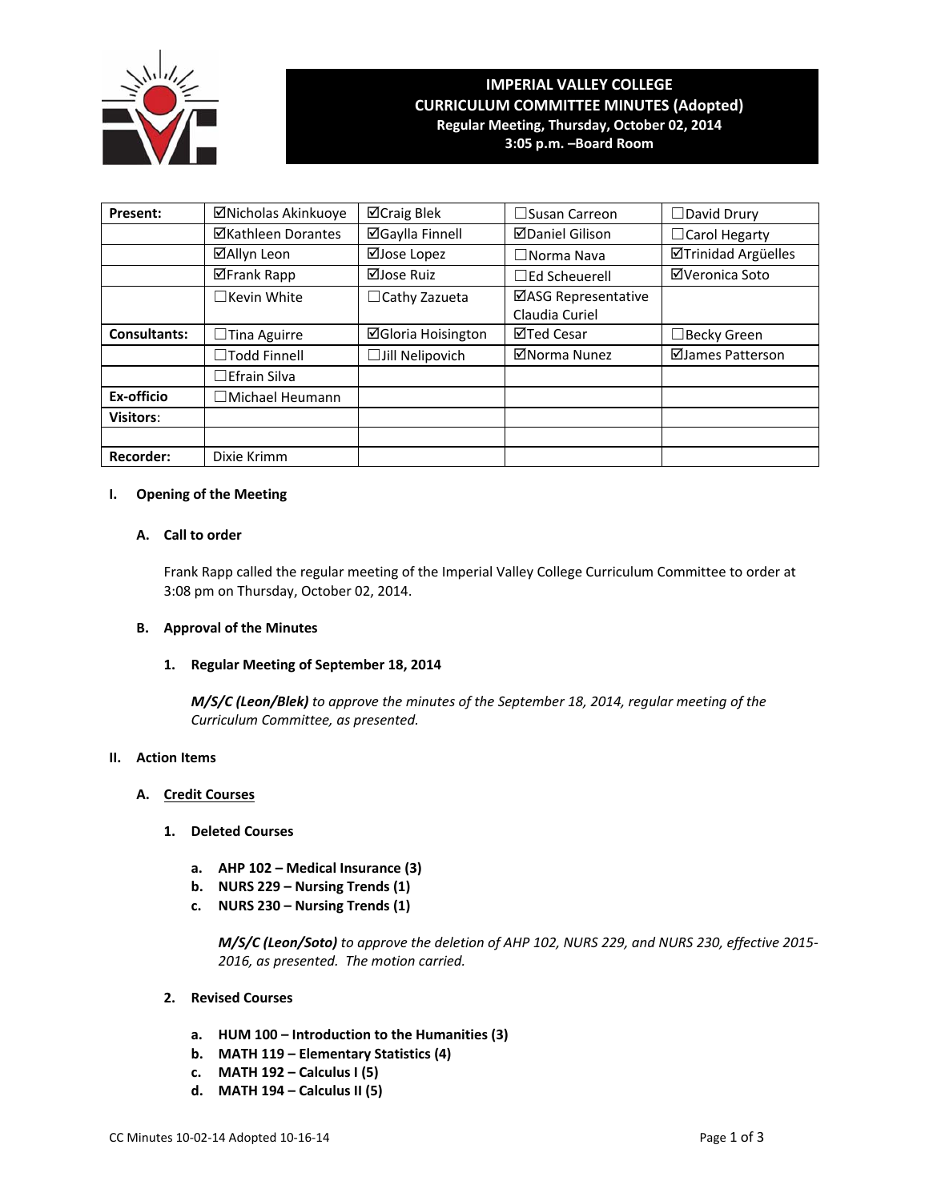# IMPERIAL VALLEY COLLEGE
## CURRICULUM COMMITTEE MINUTES (Adopted)
**Regular Meeting, Thursday, October 02, 2014**
**3:05 p.m. –Board Room**

| **Present:** | ☑Nicholas Akinkuoye | ☑Craig Blek | ☐Susan Carreon | ☐David Drury |
|---|---|---|---|---|
| | ☑Kathleen Dorantes | ☑Gaylla Finnell | ☑Daniel Gilison | ☐Carol Hegarty |
| | ☑Allyn Leon | ☑Jose Lopez | ☐Norma Nava | ☑Trinidad Argüelles |
| | ☑Frank Rapp | ☑Jose Ruiz | ☐Ed Scheuerell | ☑Veronica Soto |
| | ☐Kevin White | ☐Cathy Zazueta | ☑ASG Representative Claudia Curiel | |
| **Consultants:** | ☐Tina Aguirre | ☑Gloria Hoisington | ☑Ted Cesar | ☐Becky Green |
| | ☐Todd Finnell | ☐Jill Nelipovich | ☑Norma Nunez | ☑James Patterson |
| | ☐Efrain Silva | | | |
| **Ex-officio** | ☐Michael Heumann | | | |
| **Visitors**: | | | | |
| | | | | |
| **Recorder:** | Dixie Krimm | | | |

**I. Opening of the Meeting**

**A. Call to order**

Frank Rapp called the regular meeting of the Imperial Valley College Curriculum Committee to order at 3:08 pm on Thursday, October 02, 2014.

**B. Approval of the Minutes**

**1. Regular Meeting of September 18, 2014**

***M/S/C (Leon/Blek)*** *to approve the minutes of the September 18, 2014, regular meeting of the Curriculum Committee, as presented.*

**II. Action Items**

**A. Credit Courses**

**1. Deleted Courses**

**a. AHP 102 – Medical Insurance (3)**
**b. NURS 229 – Nursing Trends (1)**
**c. NURS 230 – Nursing Trends (1)**

***M/S/C (Leon/Soto)*** *to approve the deletion of AHP 102, NURS 229, and NURS 230, effective 2015-2016, as presented. The motion carried.*

**2. Revised Courses**

**a. HUM 100 – Introduction to the Humanities (3)**
**b. MATH 119 – Elementary Statistics (4)**
**c. MATH 192 – Calculus I (5)**
**d. MATH 194 – Calculus II (5)**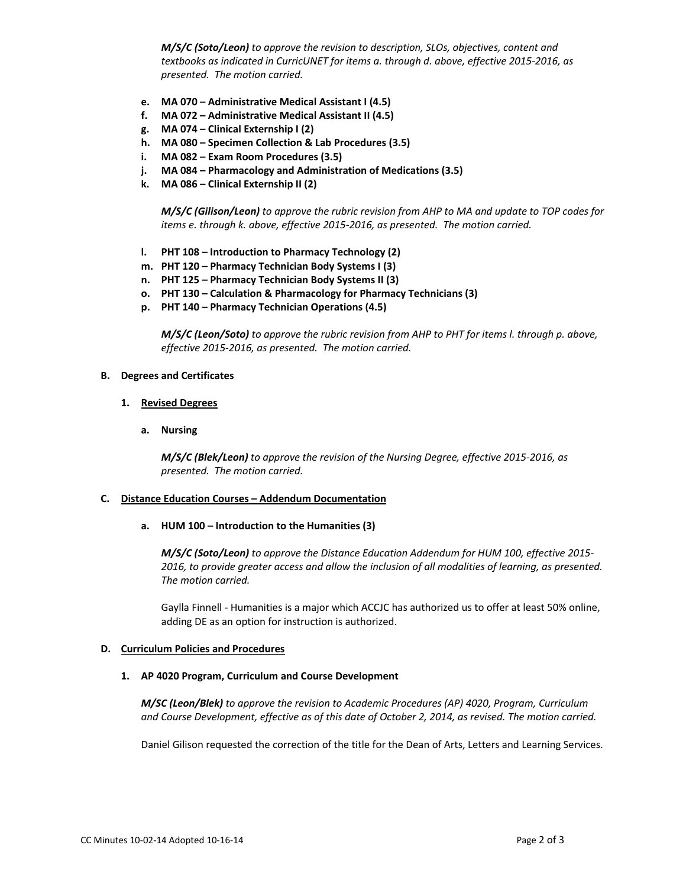*M/S/C (Soto/Leon) to approve the revision to description, SLOs, objectives, content and textbooks as indicated in CurricUNET for items a. through d. above, effective 2015-2016, as presented. The motion carried.*

- **e. MA 070 – Administrative Medical Assistant I (4.5)**
- **f. MA 072 – Administrative Medical Assistant II (4.5)**
- **g. MA 074 – Clinical Externship I (2)**
- **h. MA 080 – Specimen Collection & Lab Procedures (3.5)**
- **i. MA 082 – Exam Room Procedures (3.5)**
- **j. MA 084 – Pharmacology and Administration of Medications (3.5)**
- **k. MA 086 – Clinical Externship II (2)**

*M/S/C (Gilison/Leon) to approve the rubric revision from AHP to MA and update to TOP codes for items e. through k. above, effective 2015-2016, as presented. The motion carried.*

- **l. PHT 108 – Introduction to Pharmacy Technology (2)**
- **m. PHT 120 – Pharmacy Technician Body Systems I (3)**
- **n. PHT 125 – Pharmacy Technician Body Systems II (3)**
- **o. PHT 130 – Calculation & Pharmacology for Pharmacy Technicians (3)**
- **p. PHT 140 – Pharmacy Technician Operations (4.5)**

*M/S/C (Leon/Soto) to approve the rubric revision from AHP to PHT for items l. through p. above, effective 2015-2016, as presented. The motion carried.*

## B. Degrees and Certificates

### 1. Revised Degrees

**a. Nursing**

*M/S/C (Blek/Leon) to approve the revision of the Nursing Degree, effective 2015-2016, as presented. The motion carried.*

## C. Distance Education Courses – Addendum Documentation

**a. HUM 100 – Introduction to the Humanities (3)**

*M/S/C (Soto/Leon) to approve the Distance Education Addendum for HUM 100, effective 2015-2016, to provide greater access and allow the inclusion of all modalities of learning, as presented. The motion carried.*

Gaylla Finnell - Humanities is a major which ACCJC has authorized us to offer at least 50% online, adding DE as an option for instruction is authorized.

## D. Curriculum Policies and Procedures

### 1. AP 4020 Program, Curriculum and Course Development

*M/SC (Leon/Blek) to approve the revision to Academic Procedures (AP) 4020, Program, Curriculum and Course Development, effective as of this date of October 2, 2014, as revised. The motion carried.*

Daniel Gilison requested the correction of the title for the Dean of Arts, Letters and Learning Services.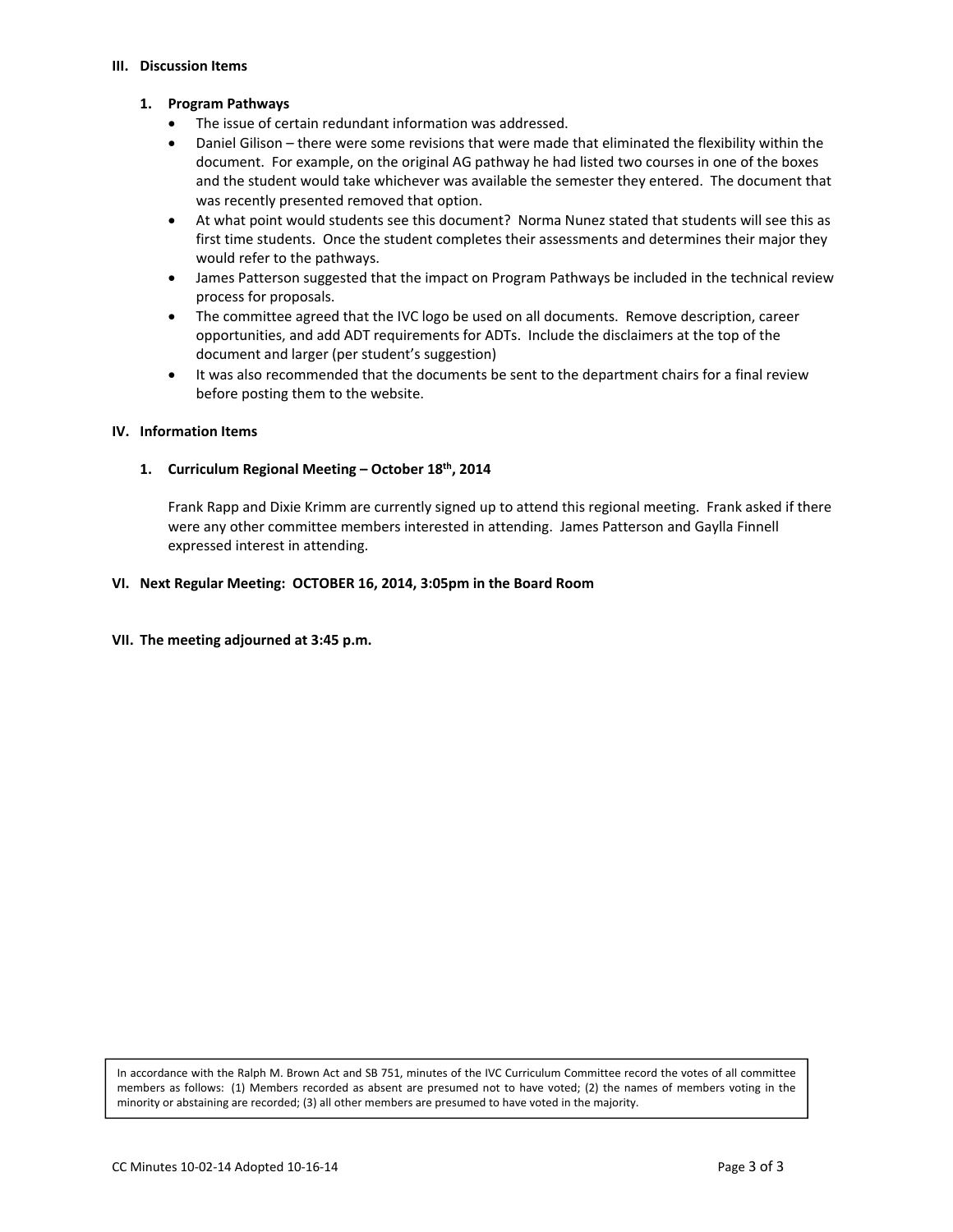## III. Discussion Items

### 1. Program Pathways

- The issue of certain redundant information was addressed.
- Daniel Gilison – there were some revisions that were made that eliminated the flexibility within the document. For example, on the original AG pathway he had listed two courses in one of the boxes and the student would take whichever was available the semester they entered. The document that was recently presented removed that option.
- At what point would students see this document? Norma Nunez stated that students will see this as first time students. Once the student completes their assessments and determines their major they would refer to the pathways.
- James Patterson suggested that the impact on Program Pathways be included in the technical review process for proposals.
- The committee agreed that the IVC logo be used on all documents. Remove description, career opportunities, and add ADT requirements for ADTs. Include the disclaimers at the top of the document and larger (per student's suggestion)
- It was also recommended that the documents be sent to the department chairs for a final review before posting them to the website.

## IV. Information Items

### 1. Curriculum Regional Meeting – October 18th, 2014

Frank Rapp and Dixie Krimm are currently signed up to attend this regional meeting. Frank asked if there were any other committee members interested in attending. James Patterson and Gaylla Finnell expressed interest in attending.

## VI. Next Regular Meeting: OCTOBER 16, 2014, 3:05pm in the Board Room

## VII. The meeting adjourned at 3:45 p.m.

In accordance with the Ralph M. Brown Act and SB 751, minutes of the IVC Curriculum Committee record the votes of all committee members as follows: (1) Members recorded as absent are presumed not to have voted; (2) the names of members voting in the minority or abstaining are recorded; (3) all other members are presumed to have voted in the majority.

CC Minutes 10-02-14 Adopted 10-16-14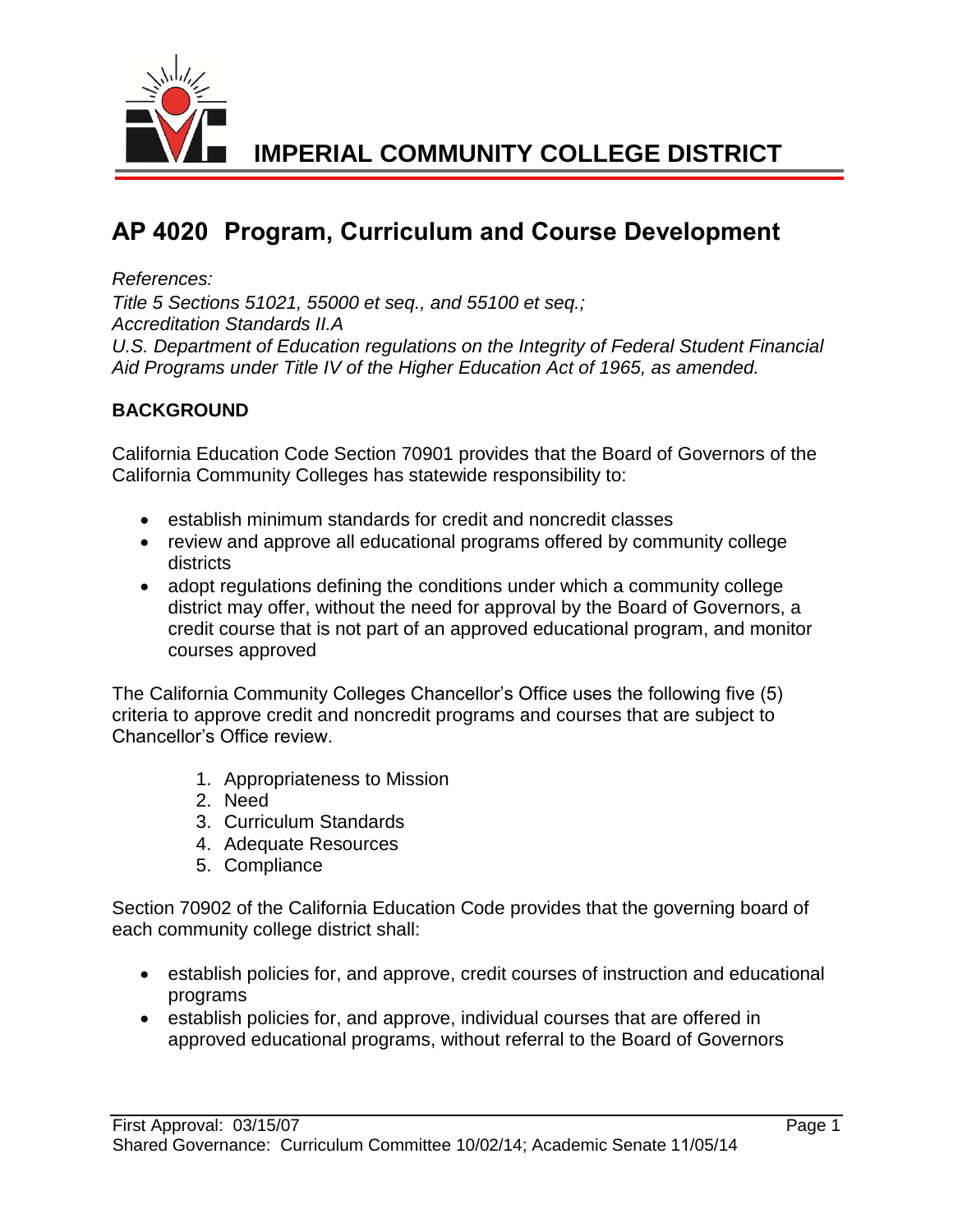# IMPERIAL COMMUNITY COLLEGE DISTRICT

## AP 4020 Program, Curriculum and Course Development

*References:*
*Title 5 Sections 51021, 55000 et seq., and 55100 et seq.;*
*Accreditation Standards II.A*
*U.S. Department of Education regulations on the Integrity of Federal Student Financial Aid Programs under Title IV of the Higher Education Act of 1965, as amended.*

**BACKGROUND**

California Education Code Section 70901 provides that the Board of Governors of the California Community Colleges has statewide responsibility to:

- establish minimum standards for credit and noncredit classes
- review and approve all educational programs offered by community college districts
- adopt regulations defining the conditions under which a community college district may offer, without the need for approval by the Board of Governors, a credit course that is not part of an approved educational program, and monitor courses approved

The California Community Colleges Chancellor's Office uses the following five (5) criteria to approve credit and noncredit programs and courses that are subject to Chancellor's Office review.

1. Appropriateness to Mission
2. Need
3. Curriculum Standards
4. Adequate Resources
5. Compliance

Section 70902 of the California Education Code provides that the governing board of each community college district shall:

- establish policies for, and approve, credit courses of instruction and educational programs
- establish policies for, and approve, individual courses that are offered in approved educational programs, without referral to the Board of Governors

First Approval: 03/15/07
Shared Governance: Curriculum Committee 10/02/14; Academic Senate 11/05/14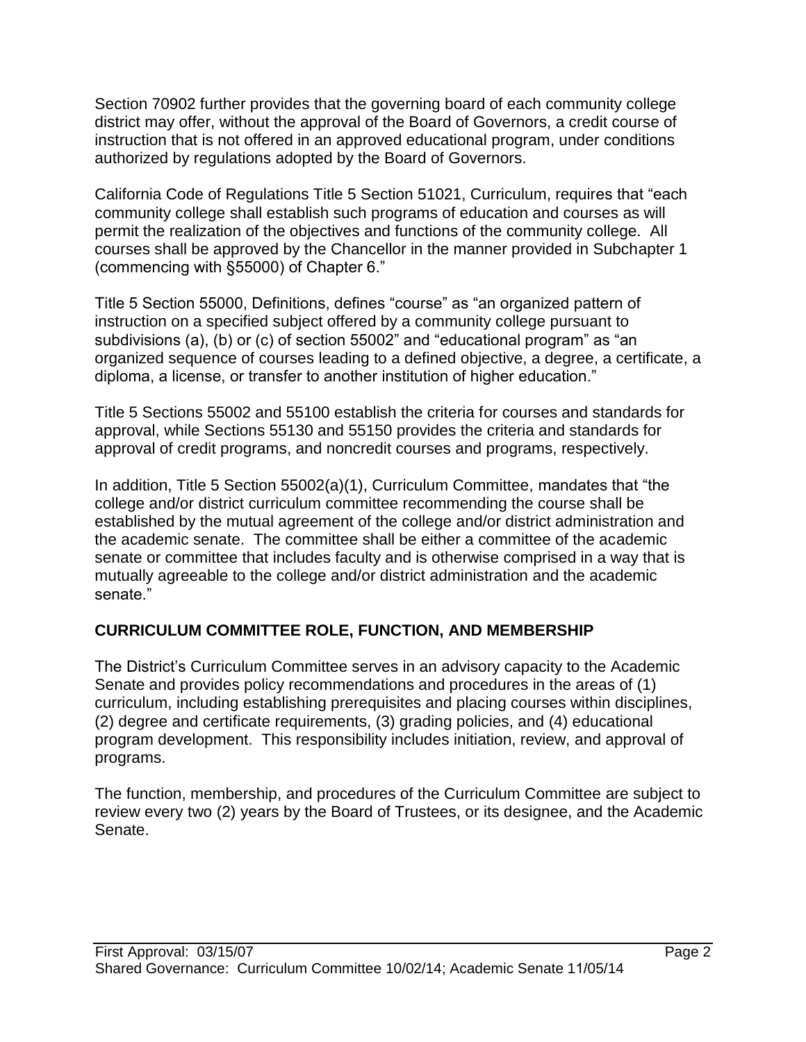Section 70902 further provides that the governing board of each community college district may offer, without the approval of the Board of Governors, a credit course of instruction that is not offered in an approved educational program, under conditions authorized by regulations adopted by the Board of Governors.

California Code of Regulations Title 5 Section 51021, Curriculum, requires that "each community college shall establish such programs of education and courses as will permit the realization of the objectives and functions of the community college. All courses shall be approved by the Chancellor in the manner provided in Subchapter 1 (commencing with §55000) of Chapter 6."

Title 5 Section 55000, Definitions, defines "course" as "an organized pattern of instruction on a specified subject offered by a community college pursuant to subdivisions (a), (b) or (c) of section 55002" and "educational program" as "an organized sequence of courses leading to a defined objective, a degree, a certificate, a diploma, a license, or transfer to another institution of higher education."

Title 5 Sections 55002 and 55100 establish the criteria for courses and standards for approval, while Sections 55130 and 55150 provides the criteria and standards for approval of credit programs, and noncredit courses and programs, respectively.

In addition, Title 5 Section 55002(a)(1), Curriculum Committee, mandates that "the college and/or district curriculum committee recommending the course shall be established by the mutual agreement of the college and/or district administration and the academic senate. The committee shall be either a committee of the academic senate or committee that includes faculty and is otherwise comprised in a way that is mutually agreeable to the college and/or district administration and the academic senate."

## CURRICULUM COMMITTEE ROLE, FUNCTION, AND MEMBERSHIP

The District's Curriculum Committee serves in an advisory capacity to the Academic Senate and provides policy recommendations and procedures in the areas of (1) curriculum, including establishing prerequisites and placing courses within disciplines, (2) degree and certificate requirements, (3) grading policies, and (4) educational program development. This responsibility includes initiation, review, and approval of programs.

The function, membership, and procedures of the Curriculum Committee are subject to review every two (2) years by the Board of Trustees, or its designee, and the Academic Senate.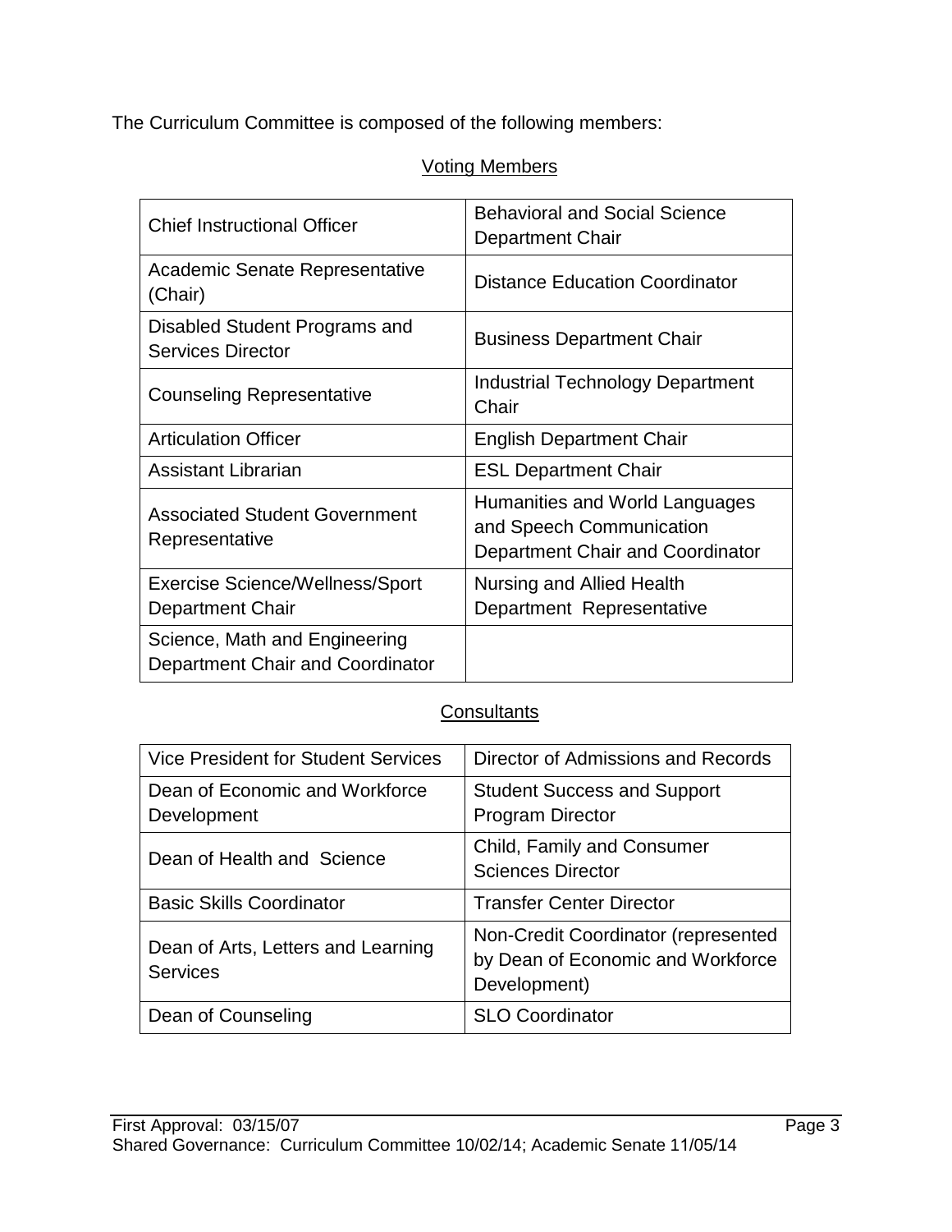The Curriculum Committee is composed of the following members:

Voting Members

| | |
|---|---|
| Chief Instructional Officer | Behavioral and Social Science Department Chair |
| Academic Senate Representative (Chair) | Distance Education Coordinator |
| Disabled Student Programs and Services Director | Business Department Chair |
| Counseling Representative | Industrial Technology Department Chair |
| Articulation Officer | English Department Chair |
| Assistant Librarian | ESL Department Chair |
| Associated Student Government Representative | Humanities and World Languages and Speech Communication Department Chair and Coordinator |
| Exercise Science/Wellness/Sport Department Chair | Nursing and Allied Health Department Representative |
| Science, Math and Engineering Department Chair and Coordinator | |

Consultants

| | |
|---|---|
| Vice President for Student Services | Director of Admissions and Records |
| Dean of Economic and Workforce Development | Student Success and Support Program Director |
| Dean of Health and Science | Child, Family and Consumer Sciences Director |
| Basic Skills Coordinator | Transfer Center Director |
| Dean of Arts, Letters and Learning Services | Non-Credit Coordinator (represented by Dean of Economic and Workforce Development) |
| Dean of Counseling | SLO Coordinator |

First Approval: 03/15/07
Shared Governance: Curriculum Committee 10/02/14; Academic Senate 11/05/14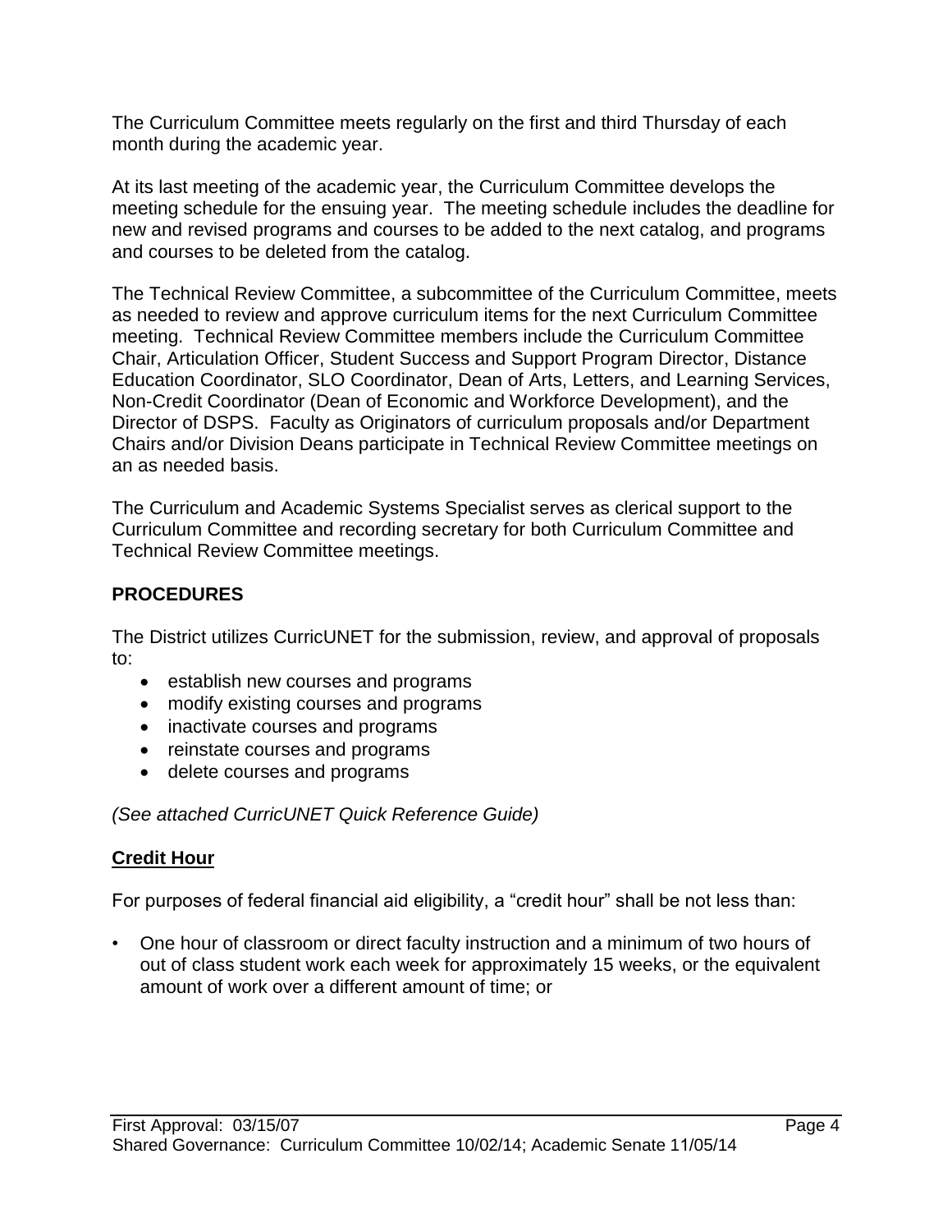The Curriculum Committee meets regularly on the first and third Thursday of each month during the academic year.

At its last meeting of the academic year, the Curriculum Committee develops the meeting schedule for the ensuing year. The meeting schedule includes the deadline for new and revised programs and courses to be added to the next catalog, and programs and courses to be deleted from the catalog.

The Technical Review Committee, a subcommittee of the Curriculum Committee, meets as needed to review and approve curriculum items for the next Curriculum Committee meeting. Technical Review Committee members include the Curriculum Committee Chair, Articulation Officer, Student Success and Support Program Director, Distance Education Coordinator, SLO Coordinator, Dean of Arts, Letters, and Learning Services, Non-Credit Coordinator (Dean of Economic and Workforce Development), and the Director of DSPS. Faculty as Originators of curriculum proposals and/or Department Chairs and/or Division Deans participate in Technical Review Committee meetings on an as needed basis.

The Curriculum and Academic Systems Specialist serves as clerical support to the Curriculum Committee and recording secretary for both Curriculum Committee and Technical Review Committee meetings.

## PROCEDURES

The District utilizes CurricUNET for the submission, review, and approval of proposals to:

- establish new courses and programs
- modify existing courses and programs
- inactivate courses and programs
- reinstate courses and programs
- delete courses and programs

*(See attached CurricUNET Quick Reference Guide)*

### Credit Hour

For purposes of federal financial aid eligibility, a "credit hour" shall be not less than:

- One hour of classroom or direct faculty instruction and a minimum of two hours of out of class student work each week for approximately 15 weeks, or the equivalent amount of work over a different amount of time; or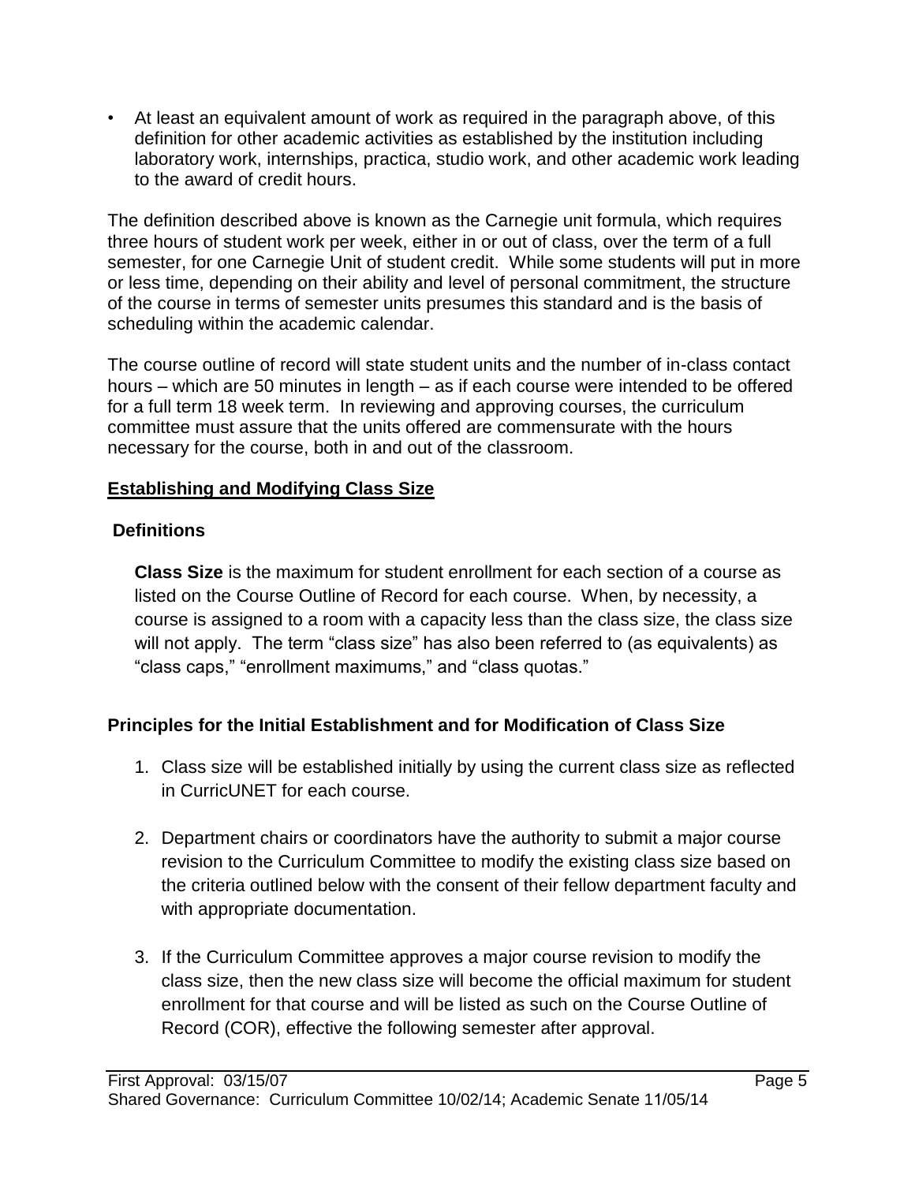- At least an equivalent amount of work as required in the paragraph above, of this definition for other academic activities as established by the institution including laboratory work, internships, practica, studio work, and other academic work leading to the award of credit hours.

The definition described above is known as the Carnegie unit formula, which requires three hours of student work per week, either in or out of class, over the term of a full semester, for one Carnegie Unit of student credit. While some students will put in more or less time, depending on their ability and level of personal commitment, the structure of the course in terms of semester units presumes this standard and is the basis of scheduling within the academic calendar.

The course outline of record will state student units and the number of in-class contact hours – which are 50 minutes in length – as if each course were intended to be offered for a full term 18 week term. In reviewing and approving courses, the curriculum committee must assure that the units offered are commensurate with the hours necessary for the course, both in and out of the classroom.

## Establishing and Modifying Class Size

### Definitions

**Class Size** is the maximum for student enrollment for each section of a course as listed on the Course Outline of Record for each course. When, by necessity, a course is assigned to a room with a capacity less than the class size, the class size will not apply. The term "class size" has also been referred to (as equivalents) as "class caps," "enrollment maximums," and "class quotas."

### Principles for the Initial Establishment and for Modification of Class Size

1. Class size will be established initially by using the current class size as reflected in CurricUNET for each course.
2. Department chairs or coordinators have the authority to submit a major course revision to the Curriculum Committee to modify the existing class size based on the criteria outlined below with the consent of their fellow department faculty and with appropriate documentation.
3. If the Curriculum Committee approves a major course revision to modify the class size, then the new class size will become the official maximum for student enrollment for that course and will be listed as such on the Course Outline of Record (COR), effective the following semester after approval.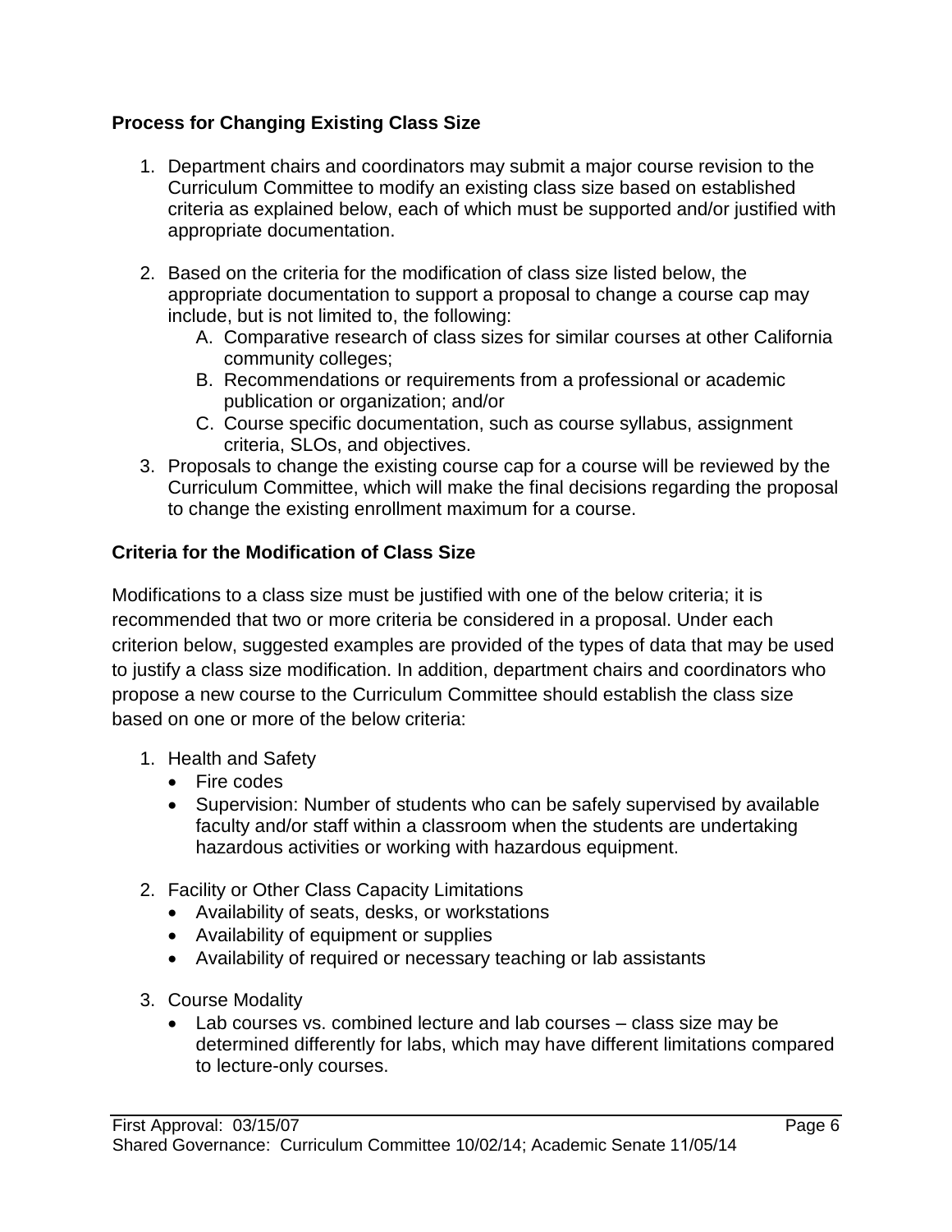### Process for Changing Existing Class Size

1. Department chairs and coordinators may submit a major course revision to the Curriculum Committee to modify an existing class size based on established criteria as explained below, each of which must be supported and/or justified with appropriate documentation.

2. Based on the criteria for the modification of class size listed below, the appropriate documentation to support a proposal to change a course cap may include, but is not limited to, the following:
   A. Comparative research of class sizes for similar courses at other California community colleges;
   B. Recommendations or requirements from a professional or academic publication or organization; and/or
   C. Course specific documentation, such as course syllabus, assignment criteria, SLOs, and objectives.
3. Proposals to change the existing course cap for a course will be reviewed by the Curriculum Committee, which will make the final decisions regarding the proposal to change the existing enrollment maximum for a course.

### Criteria for the Modification of Class Size

Modifications to a class size must be justified with one of the below criteria; it is recommended that two or more criteria be considered in a proposal. Under each criterion below, suggested examples are provided of the types of data that may be used to justify a class size modification. In addition, department chairs and coordinators who propose a new course to the Curriculum Committee should establish the class size based on one or more of the below criteria:

1. Health and Safety
   - Fire codes
   - Supervision: Number of students who can be safely supervised by available faculty and/or staff within a classroom when the students are undertaking hazardous activities or working with hazardous equipment.

2. Facility or Other Class Capacity Limitations
   - Availability of seats, desks, or workstations
   - Availability of equipment or supplies
   - Availability of required or necessary teaching or lab assistants

3. Course Modality
   - Lab courses vs. combined lecture and lab courses – class size may be determined differently for labs, which may have different limitations compared to lecture-only courses.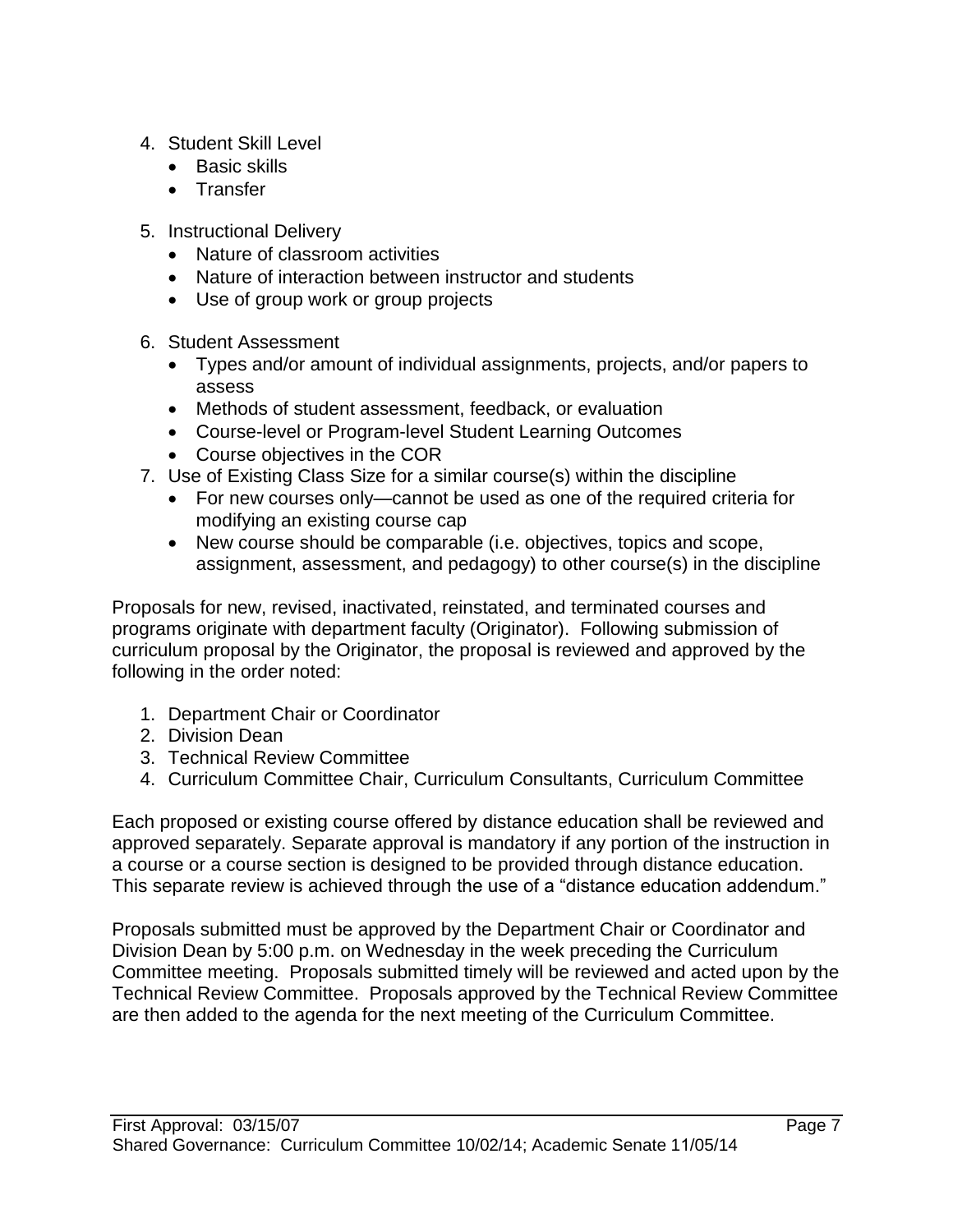4. Student Skill Level
   - Basic skills
   - Transfer

5. Instructional Delivery
   - Nature of classroom activities
   - Nature of interaction between instructor and students
   - Use of group work or group projects

6. Student Assessment
   - Types and/or amount of individual assignments, projects, and/or papers to assess
   - Methods of student assessment, feedback, or evaluation
   - Course-level or Program-level Student Learning Outcomes
   - Course objectives in the COR
7. Use of Existing Class Size for a similar course(s) within the discipline
   - For new courses only—cannot be used as one of the required criteria for modifying an existing course cap
   - New course should be comparable (i.e. objectives, topics and scope, assignment, assessment, and pedagogy) to other course(s) in the discipline

Proposals for new, revised, inactivated, reinstated, and terminated courses and programs originate with department faculty (Originator). Following submission of curriculum proposal by the Originator, the proposal is reviewed and approved by the following in the order noted:

1. Department Chair or Coordinator
2. Division Dean
3. Technical Review Committee
4. Curriculum Committee Chair, Curriculum Consultants, Curriculum Committee

Each proposed or existing course offered by distance education shall be reviewed and approved separately. Separate approval is mandatory if any portion of the instruction in a course or a course section is designed to be provided through distance education. This separate review is achieved through the use of a "distance education addendum."

Proposals submitted must be approved by the Department Chair or Coordinator and Division Dean by 5:00 p.m. on Wednesday in the week preceding the Curriculum Committee meeting. Proposals submitted timely will be reviewed and acted upon by the Technical Review Committee. Proposals approved by the Technical Review Committee are then added to the agenda for the next meeting of the Curriculum Committee.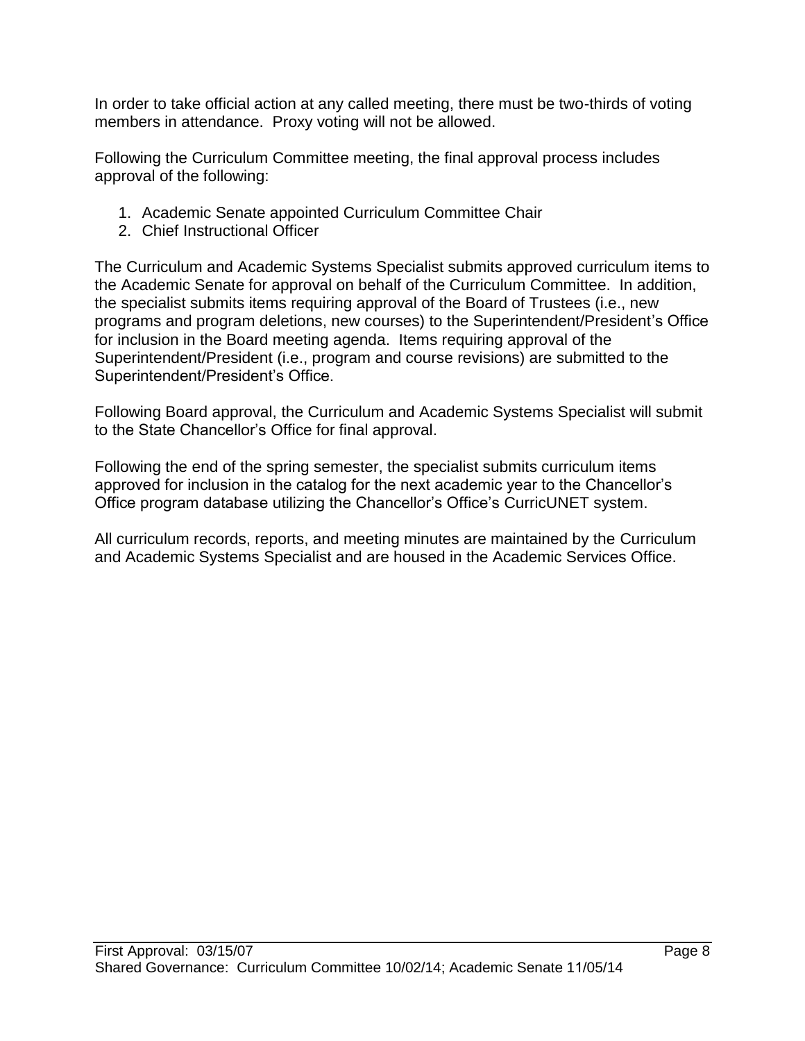In order to take official action at any called meeting, there must be two-thirds of voting members in attendance. Proxy voting will not be allowed.

Following the Curriculum Committee meeting, the final approval process includes approval of the following:

1. Academic Senate appointed Curriculum Committee Chair
2. Chief Instructional Officer

The Curriculum and Academic Systems Specialist submits approved curriculum items to the Academic Senate for approval on behalf of the Curriculum Committee. In addition, the specialist submits items requiring approval of the Board of Trustees (i.e., new programs and program deletions, new courses) to the Superintendent/President's Office for inclusion in the Board meeting agenda. Items requiring approval of the Superintendent/President (i.e., program and course revisions) are submitted to the Superintendent/President's Office.

Following Board approval, the Curriculum and Academic Systems Specialist will submit to the State Chancellor's Office for final approval.

Following the end of the spring semester, the specialist submits curriculum items approved for inclusion in the catalog for the next academic year to the Chancellor's Office program database utilizing the Chancellor's Office's CurricUNET system.

All curriculum records, reports, and meeting minutes are maintained by the Curriculum and Academic Systems Specialist and are housed in the Academic Services Office.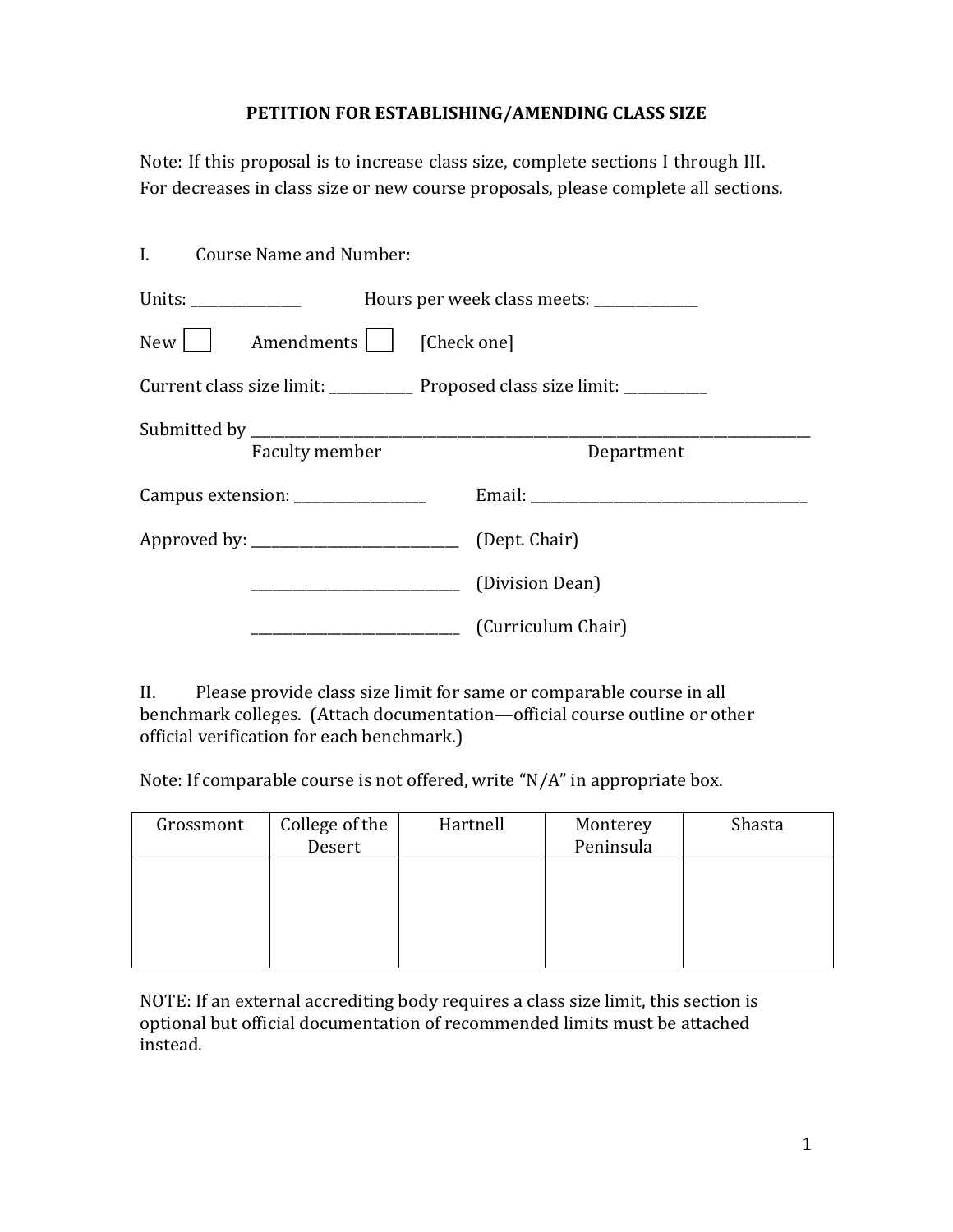# PETITION FOR ESTABLISHING/AMENDING CLASS SIZE

Note: If this proposal is to increase class size, complete sections I through III. For decreases in class size or new course proposals, please complete all sections.

I. Course Name and Number:

Units: _______________ Hours per week class meets: _______________

New [ ] Amendments [ ] [Check one]

Current class size limit: ____________ Proposed class size limit: ____________

Submitted by ______________________________________________________________________________________
Faculty member Department

Campus extension: ___________________ Email: ________________________________________

Approved by: ______________________________ (Dept. Chair)

______________________________ (Division Dean)

______________________________ (Curriculum Chair)

II. Please provide class size limit for same or comparable course in all benchmark colleges. (Attach documentation—official course outline or other official verification for each benchmark.)

Note: If comparable course is not offered, write "N/A" in appropriate box.

| Grossmont | College of the Desert | Hartnell | Monterey Peninsula | Shasta |
|---|---|---|---|---|
| | | | | |

NOTE: If an external accrediting body requires a class size limit, this section is optional but official documentation of recommended limits must be attached instead.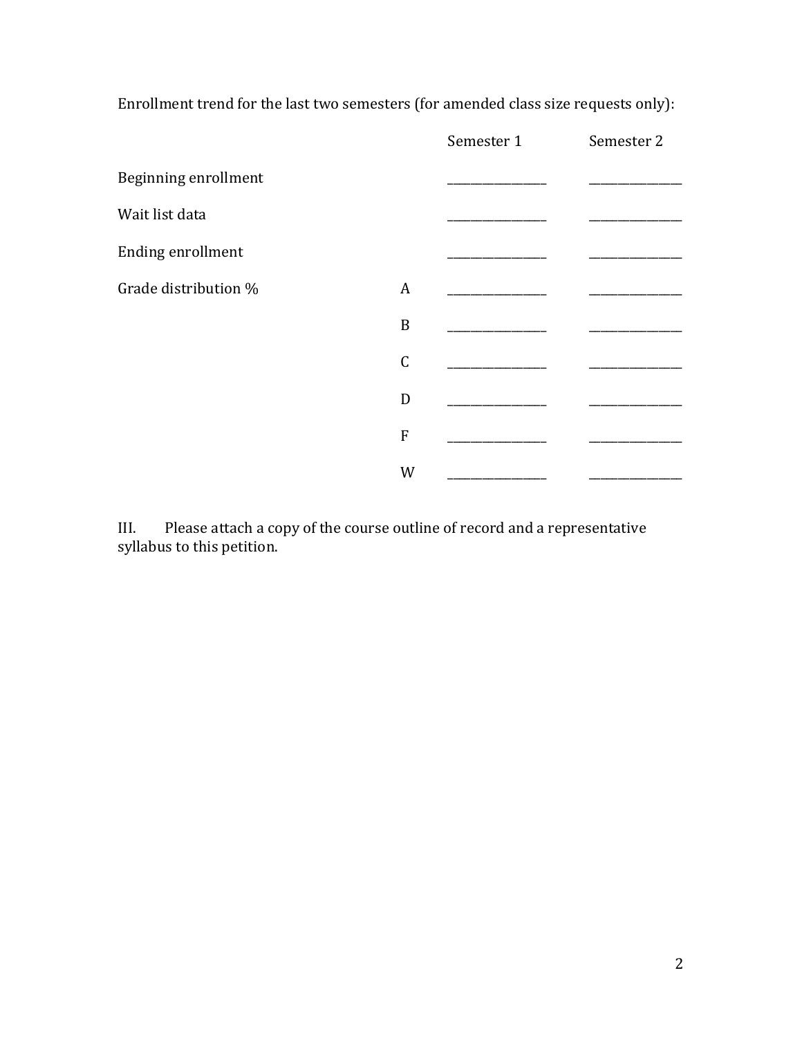Enrollment trend for the last two semesters (for amended class size requests only):

| | | Semester 1 | Semester 2 |
|---|---|---|---|
| Beginning enrollment | | _______________ | _______________ |
| Wait list data | | _______________ | _______________ |
| Ending enrollment | | _______________ | _______________ |
| Grade distribution % | A | _______________ | _______________ |
| | B | _______________ | _______________ |
| | C | _______________ | _______________ |
| | D | _______________ | _______________ |
| | F | _______________ | _______________ |
| | W | _______________ | _______________ |

III. Please attach a copy of the course outline of record and a representative syllabus to this petition.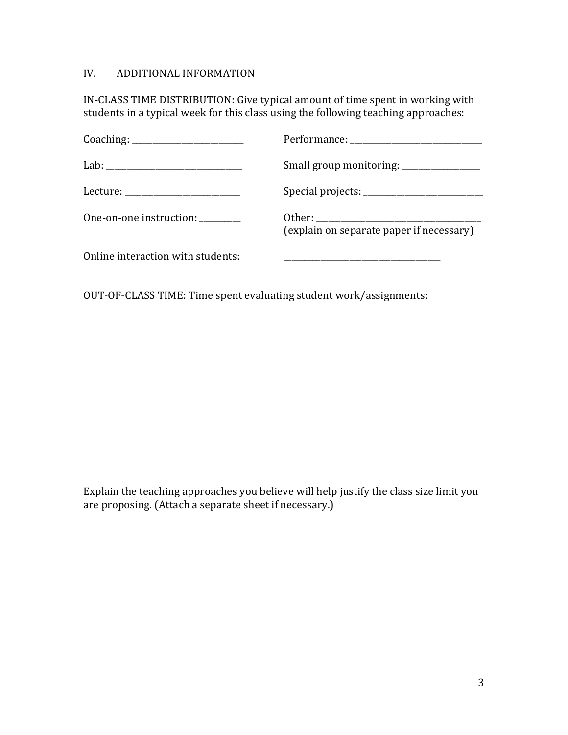## IV. ADDITIONAL INFORMATION

IN-CLASS TIME DISTRIBUTION: Give typical amount of time spent in working with students in a typical week for this class using the following teaching approaches:

Coaching: ____________________________

Lab: ____________________________

Lecture: ____________________________

One-on-one instruction: __________

Performance: ____________________________

Small group monitoring: ___________________

Special projects: ____________________________

Other: ____________________________
(explain on separate paper if necessary)

Online interaction with students: ____________________________

OUT-OF-CLASS TIME: Time spent evaluating student work/assignments:

Explain the teaching approaches you believe will help justify the class size limit you are proposing. (Attach a separate sheet if necessary.)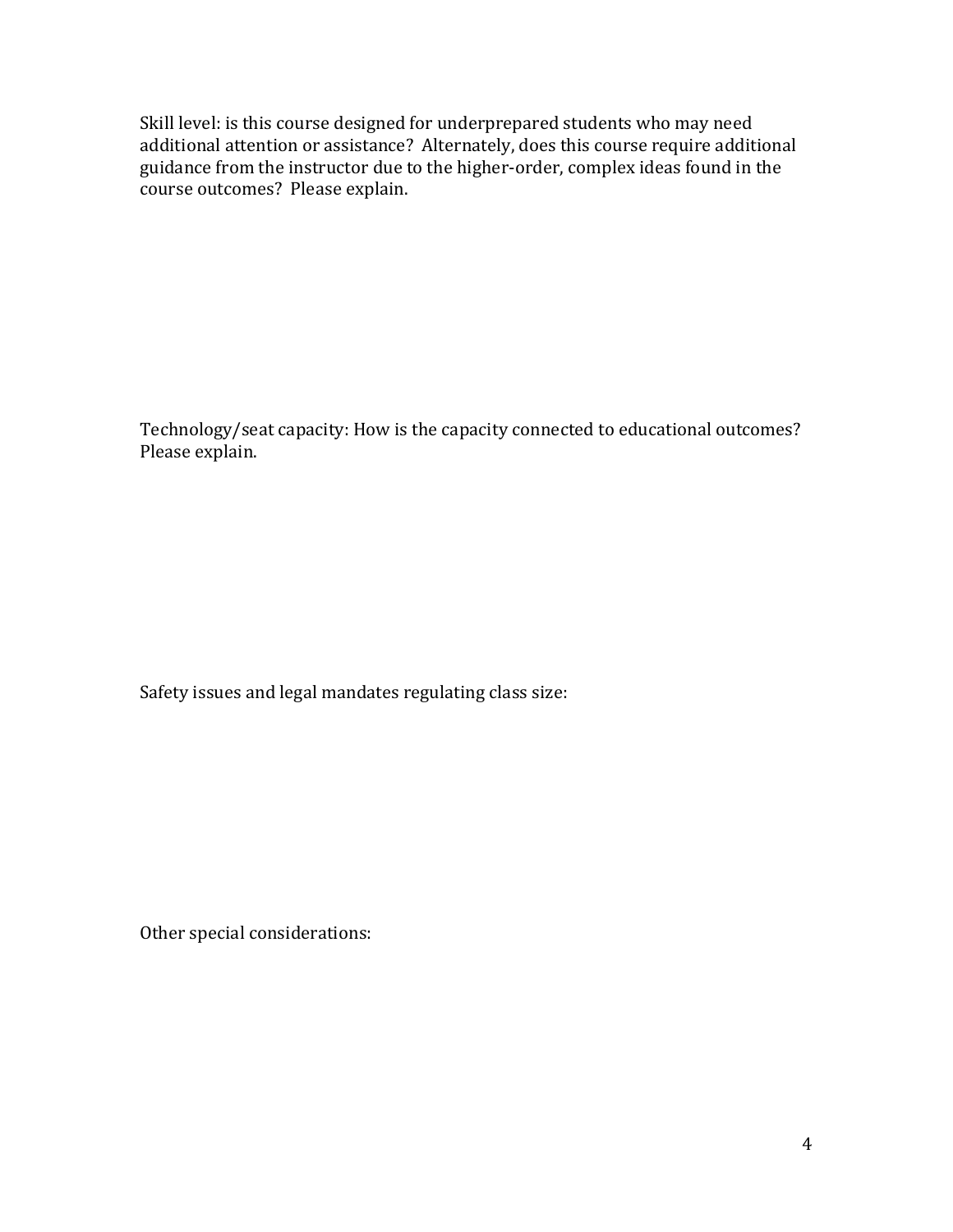Skill level: is this course designed for underprepared students who may need additional attention or assistance? Alternately, does this course require additional guidance from the instructor due to the higher-order, complex ideas found in the course outcomes? Please explain.

Technology/seat capacity: How is the capacity connected to educational outcomes? Please explain.

Safety issues and legal mandates regulating class size:

Other special considerations: